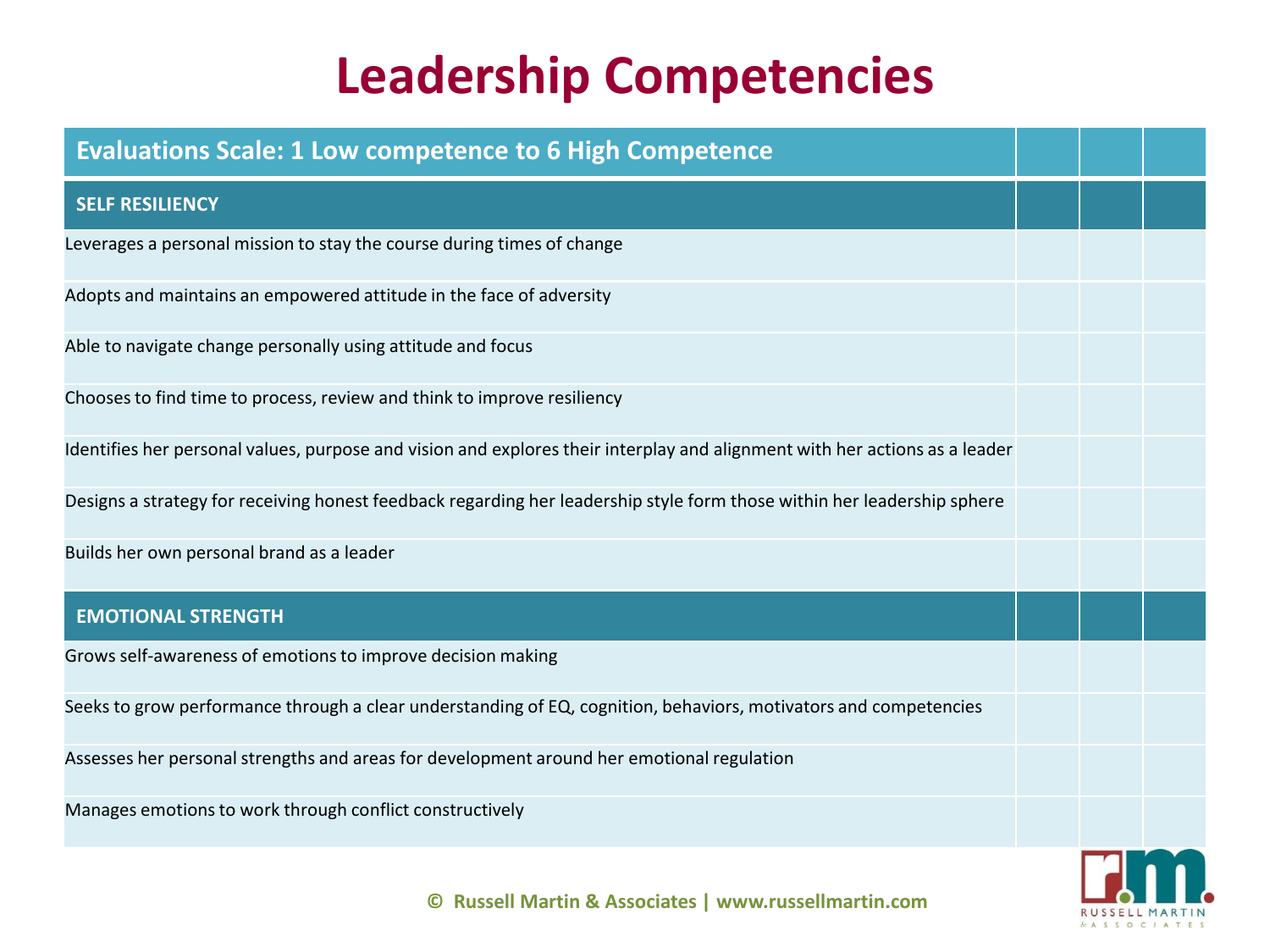# Leadership Competencies

| Evaluations Scale: 1 Low competence to 6 High Competence | | | |
|---|---|---|---|
| **SELF RESILIENCY** | | | |
| Leverages a personal mission to stay the course during times of change | | | |
| Adopts and maintains an empowered attitude in the face of adversity | | | |
| Able to navigate change personally using attitude and focus | | | |
| Chooses to find time to process, review and think to improve resiliency | | | |
| Identifies her personal values, purpose and vision and explores their interplay and alignment with her actions as a leader | | | |
| Designs a strategy for receiving honest feedback regarding her leadership style form those within her leadership sphere | | | |
| Builds her own personal brand as a leader | | | |
| **EMOTIONAL STRENGTH** | | | |
| Grows self-awareness of emotions to improve decision making | | | |
| Seeks to grow performance through a clear understanding of EQ, cognition, behaviors, motivators and competencies | | | |
| Assesses her personal strengths and areas for development around her emotional regulation | | | |
| Manages emotions to work through conflict constructively | | | |

© Russell Martin & Associates | www.russellmartin.com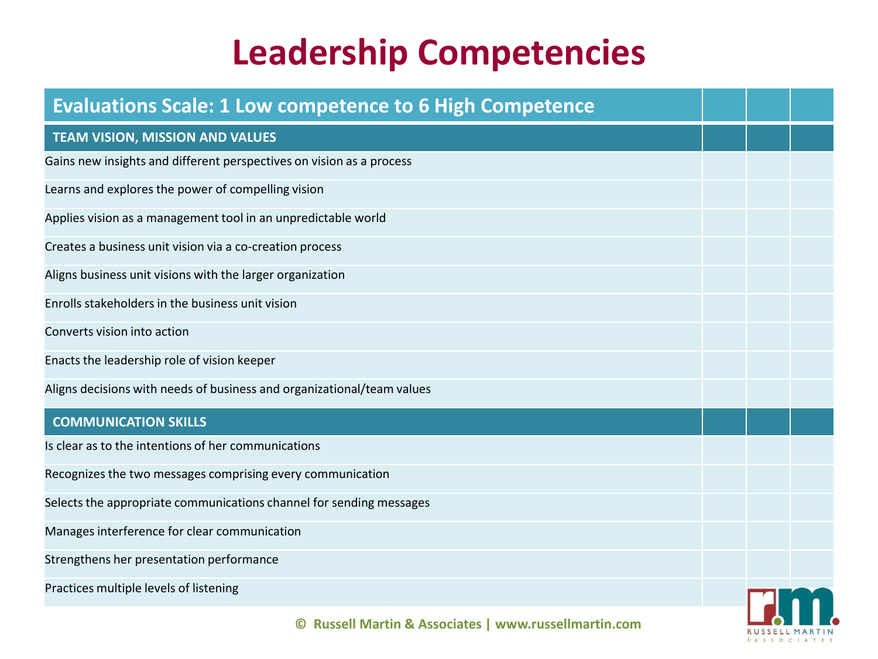# Leadership Competencies

| Evaluations Scale: 1 Low competence to 6 High Competence | | | |
|---|---|---|---|
| **TEAM VISION, MISSION AND VALUES** | | | |
| Gains new insights and different perspectives on vision as a process | | | |
| Learns and explores the power of compelling vision | | | |
| Applies vision as a management tool in an unpredictable world | | | |
| Creates a business unit vision via a co-creation process | | | |
| Aligns business unit visions with the larger organization | | | |
| Enrolls stakeholders in the business unit vision | | | |
| Converts vision into action | | | |
| Enacts the leadership role of vision keeper | | | |
| Aligns decisions with needs of business and organizational/team values | | | |
| **COMMUNICATION SKILLS** | | | |
| Is clear as to the intentions of her communications | | | |
| Recognizes the two messages comprising every communication | | | |
| Selects the appropriate communications channel for sending messages | | | |
| Manages interference for clear communication | | | |
| Strengthens her presentation performance | | | |
| Practices multiple levels of listening | | | |

© Russell Martin & Associates | www.russellmartin.com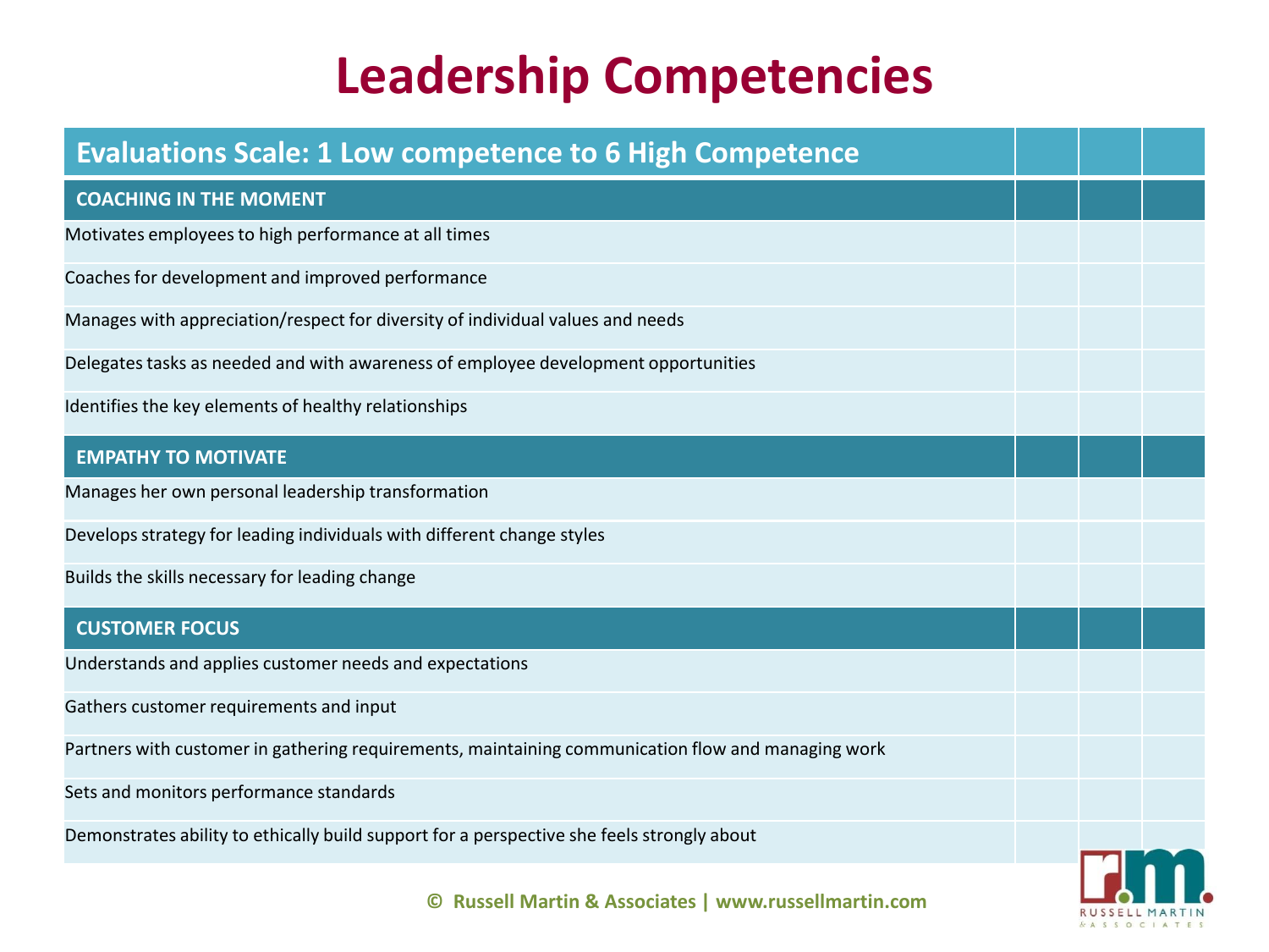# Leadership Competencies

| Evaluations Scale: 1 Low competence to 6 High Competence | | | |
|---|---|---|---|
| **COACHING IN THE MOMENT** | | | |
| Motivates employees to high performance at all times | | | |
| Coaches for development and improved performance | | | |
| Manages with appreciation/respect for diversity of individual values and needs | | | |
| Delegates tasks as needed and with awareness of employee development opportunities | | | |
| Identifies the key elements of healthy relationships | | | |
| **EMPATHY TO MOTIVATE** | | | |
| Manages her own personal leadership transformation | | | |
| Develops strategy for leading individuals with different change styles | | | |
| Builds the skills necessary for leading change | | | |
| **CUSTOMER FOCUS** | | | |
| Understands and applies customer needs and expectations | | | |
| Gathers customer requirements and input | | | |
| Partners with customer in gathering requirements, maintaining communication flow and managing work | | | |
| Sets and monitors performance standards | | | |
| Demonstrates ability to ethically build support for a perspective she feels strongly about | | | |

© Russell Martin & Associates | www.russellmartin.com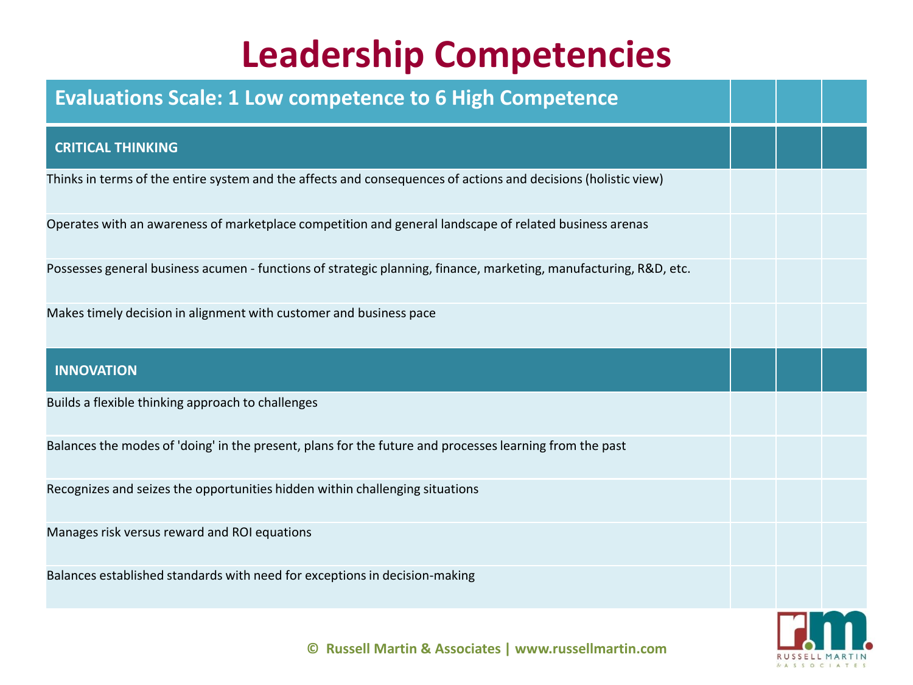# Leadership Competencies

| Evaluations Scale: 1 Low competence to 6 High Competence | | | |
|---|---|---|---|
| **CRITICAL THINKING** | | | |
| Thinks in terms of the entire system and the affects and consequences of actions and decisions (holistic view) | | | |
| Operates with an awareness of marketplace competition and general landscape of related business arenas | | | |
| Possesses general business acumen - functions of strategic planning, finance, marketing, manufacturing, R&D, etc. | | | |
| Makes timely decision in alignment with customer and business pace | | | |
| **INNOVATION** | | | |
| Builds a flexible thinking approach to challenges | | | |
| Balances the modes of 'doing' in the present, plans for the future and processes learning from the past | | | |
| Recognizes and seizes the opportunities hidden within challenging situations | | | |
| Manages risk versus reward and ROI equations | | | |
| Balances established standards with need for exceptions in decision-making | | | |

© Russell Martin & Associates | www.russellmartin.com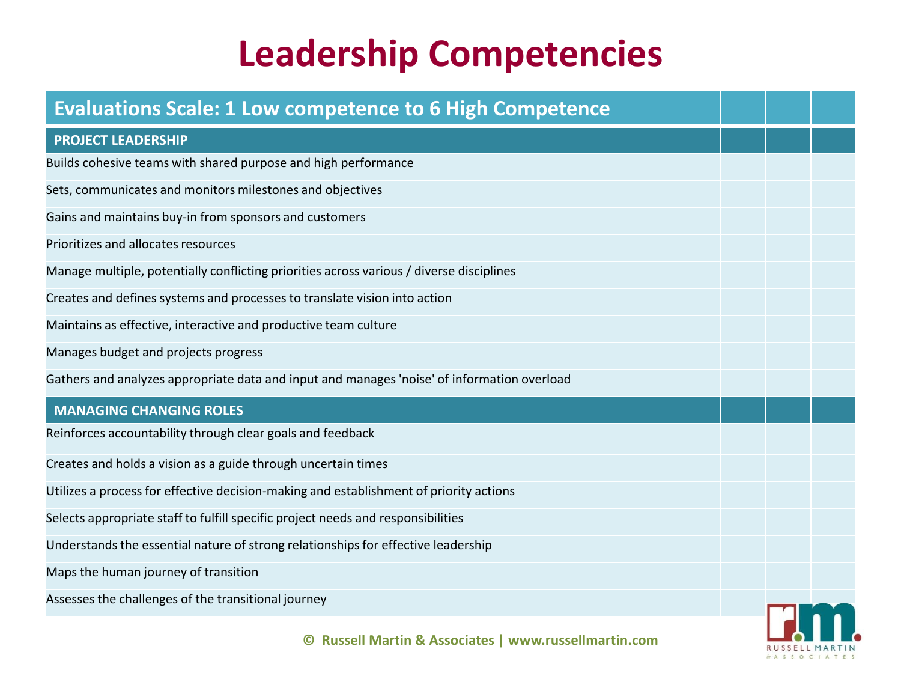# Leadership Competencies

| Evaluations Scale: 1 Low competence to 6 High Competence | | | |
|---|---|---|---|
| **PROJECT LEADERSHIP** | | | |
| Builds cohesive teams with shared purpose and high performance | | | |
| Sets, communicates and monitors milestones and objectives | | | |
| Gains and maintains buy-in from sponsors and customers | | | |
| Prioritizes and allocates resources | | | |
| Manage multiple, potentially conflicting priorities across various / diverse disciplines | | | |
| Creates and defines systems and processes to translate vision into action | | | |
| Maintains as effective, interactive and productive team culture | | | |
| Manages budget and projects progress | | | |
| Gathers and analyzes appropriate data and input and manages 'noise' of information overload | | | |
| **MANAGING CHANGING ROLES** | | | |
| Reinforces accountability through clear goals and feedback | | | |
| Creates and holds a vision as a guide through uncertain times | | | |
| Utilizes a process for effective decision-making and establishment of priority actions | | | |
| Selects appropriate staff to fulfill specific project needs and responsibilities | | | |
| Understands the essential nature of strong relationships for effective leadership | | | |
| Maps the human journey of transition | | | |
| Assesses the challenges of the transitional journey | | | |

© Russell Martin & Associates | www.russellmartin.com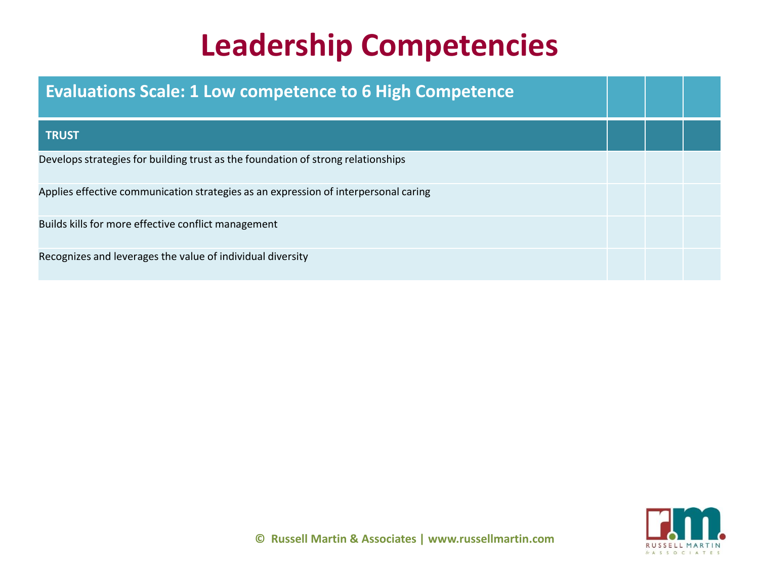# Leadership Competencies

| Evaluations Scale: 1 Low competence to 6 High Competence | | | |
|---|---|---|---|
| **TRUST** | | | |
| Develops strategies for building trust as the foundation of strong relationships | | | |
| Applies effective communication strategies as an expression of interpersonal caring | | | |
| Builds kills for more effective conflict management | | | |
| Recognizes and leverages the value of individual diversity | | | |